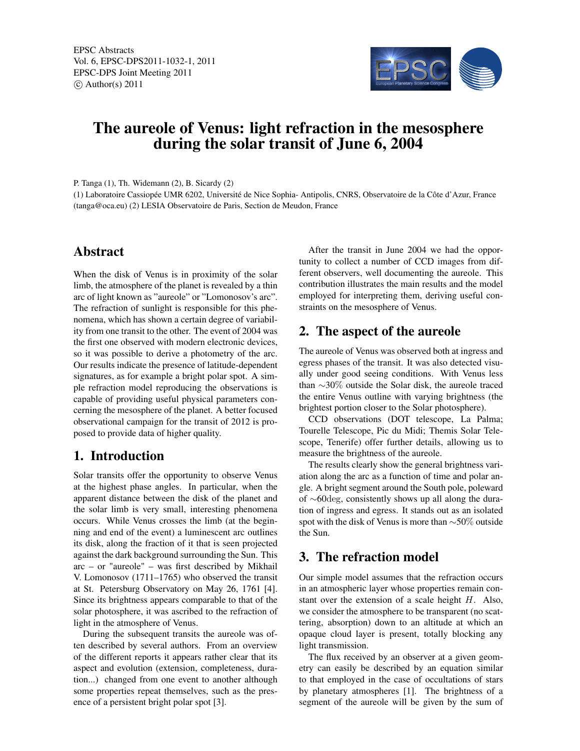# The aureole of Venus: light refraction in the mesosphere during the solar transit of June 6, 2004

P. Tanga (1), Th. Widemann (2), B. Sicardy (2)

(1) Laboratoire Cassiopée UMR 6202, Université de Nice Sophia- Antipolis, CNRS, Observatoire de la Côte d'Azur, France (tanga@oca.eu) (2) LESIA Observatoire de Paris, Section de Meudon, France

## Abstract

When the disk of Venus is in proximity of the solar limb, the atmosphere of the planet is revealed by a thin arc of light known as "aureole" or "Lomonosov's arc". The refraction of sunlight is responsible for this phenomena, which has shown a certain degree of variability from one transit to the other. The event of 2004 was the first one observed with modern electronic devices, so it was possible to derive a photometry of the arc. Our results indicate the presence of latitude-dependent signatures, as for example a bright polar spot. A simple refraction model reproducing the observations is capable of providing useful physical parameters concerning the mesosphere of the planet. A better focused observational campaign for the transit of 2012 is proposed to provide data of higher quality.

## 1. Introduction

Solar transits offer the opportunity to observe Venus at the highest phase angles. In particular, when the apparent distance between the disk of the planet and the solar limb is very small, interesting phenomena occurs. While Venus crosses the limb (at the beginning and end of the event) a luminescent arc outlines its disk, along the fraction of it that is seen projected against the dark background surrounding the Sun. This arc – or "aureole" – was first described by Mikhail V. Lomonosov (1711–1765) who observed the transit at St. Petersburg Observatory on May 26, 1761 [4]. Since its brightness appears comparable to that of the solar photosphere, it was ascribed to the refraction of light in the atmosphere of Venus.

During the subsequent transits the aureole was often described by several authors. From an overview of the different reports it appears rather clear that its aspect and evolution (extension, completeness, duration...) changed from one event to another although some properties repeat themselves, such as the presence of a persistent bright polar spot [3].

After the transit in June 2004 we had the opportunity to collect a number of CCD images from different observers, well documenting the aureole. This contribution illustrates the main results and the model employed for interpreting them, deriving useful constraints on the mesosphere of Venus.

## 2. The aspect of the aureole

The aureole of Venus was observed both at ingress and egress phases of the transit. It was also detected visually under good seeing conditions. With Venus less than $\sim 30\%$ outside the Solar disk, the aureole traced the entire Venus outline with varying brightness (the brightest portion closer to the Solar photosphere).

CCD observations (DOT telescope, La Palma; Tourelle Telescope, Pic du Midi; Themis Solar Telescope, Tenerife) offer further details, allowing us to measure the brightness of the aureole.

The results clearly show the general brightness variation along the arc as a function of time and polar angle. A bright segment around the South pole, poleward of $\sim 60\deg$, consistently shows up all along the duration of ingress and egress. It stands out as an isolated spot with the disk of Venus is more than $\sim 50\%$ outside the Sun.

## 3. The refraction model

Our simple model assumes that the refraction occurs in an atmospheric layer whose properties remain constant over the extension of a scale height $H$. Also, we consider the atmosphere to be transparent (no scattering, absorption) down to an altitude at which an opaque cloud layer is present, totally blocking any light transmission.

The flux received by an observer at a given geometry can easily be described by an equation similar to that employed in the case of occultations of stars by planetary atmospheres [1]. The brightness of a segment of the aureole will be given by the sum of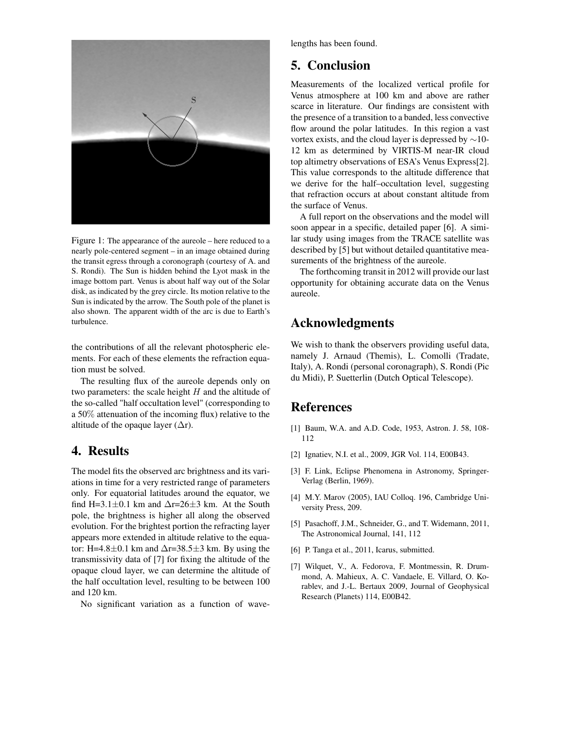Figure 1: The appearance of the aureole – here reduced to a nearly pole-centered segment – in an image obtained during the transit egress through a coronograph (courtesy of A. and S. Rondi). The Sun is hidden behind the Lyot mask in the image bottom part. Venus is about half way out of the Solar disk, as indicated by the grey circle. Its motion relative to the Sun is indicated by the arrow. The South pole of the planet is also shown. The apparent width of the arc is due to Earth's turbulence.

the contributions of all the relevant photospheric elements. For each of these elements the refraction equation must be solved.

The resulting flux of the aureole depends only on two parameters: the scale height $H$ and the altitude of the so-called "half occultation level" (corresponding to a 50% attenuation of the incoming flux) relative to the altitude of the opaque layer ($\Delta$r).

## 4. Results

The model fits the observed arc brightness and its variations in time for a very restricted range of parameters only. For equatorial latitudes around the equator, we find H=3.1$\pm$0.1 km and $\Delta$r=26$\pm$3 km. At the South pole, the brightness is higher all along the observed evolution. For the brightest portion the refracting layer appears more extended in altitude relative to the equator: H=4.8$\pm$0.1 km and $\Delta$r=38.5$\pm$3 km. By using the transmissivity data of [7] for fixing the altitude of the opaque cloud layer, we can determine the altitude of the half occultation level, resulting to be between 100 and 120 km.

No significant variation as a function of wavelengths has been found.

## 5. Conclusion

Measurements of the localized vertical profile for Venus atmosphere at 100 km and above are rather scarce in literature. Our findings are consistent with the presence of a transition to a banded, less convective flow around the polar latitudes. In this region a vast vortex exists, and the cloud layer is depressed by ~10-12 km as determined by VIRTIS-M near-IR cloud top altimetry observations of ESA's Venus Express[2]. This value corresponds to the altitude difference that we derive for the half–occultation level, suggesting that refraction occurs at about constant altitude from the surface of Venus.

A full report on the observations and the model will soon appear in a specific, detailed paper [6]. A similar study using images from the TRACE satellite was described by [5] but without detailed quantitative measurements of the brightness of the aureole.

The forthcoming transit in 2012 will provide our last opportunity for obtaining accurate data on the Venus aureole.

## Acknowledgments

We wish to thank the observers providing useful data, namely J. Arnaud (Themis), L. Comolli (Tradate, Italy), A. Rondi (personal coronagraph), S. Rondi (Pic du Midi), P. Suetterlin (Dutch Optical Telescope).

## References

[1] Baum, W.A. and A.D. Code, 1953, Astron. J. 58, 108-112

[2] Ignatiev, N.I. et al., 2009, JGR Vol. 114, E00B43.

[3] F. Link, Eclipse Phenomena in Astronomy, Springer-Verlag (Berlin, 1969).

[4] M.Y. Marov (2005), IAU Colloq. 196, Cambridge University Press, 209.

[5] Pasachoff, J.M., Schneider, G., and T. Widemann, 2011, The Astronomical Journal, 141, 112

[6] P. Tanga et al., 2011, Icarus, submitted.

[7] Wilquet, V., A. Fedorova, F. Montmessin, R. Drummond, A. Mahieux, A. C. Vandaele, E. Villard, O. Korablev, and J.-L. Bertaux 2009, Journal of Geophysical Research (Planets) 114, E00B42.